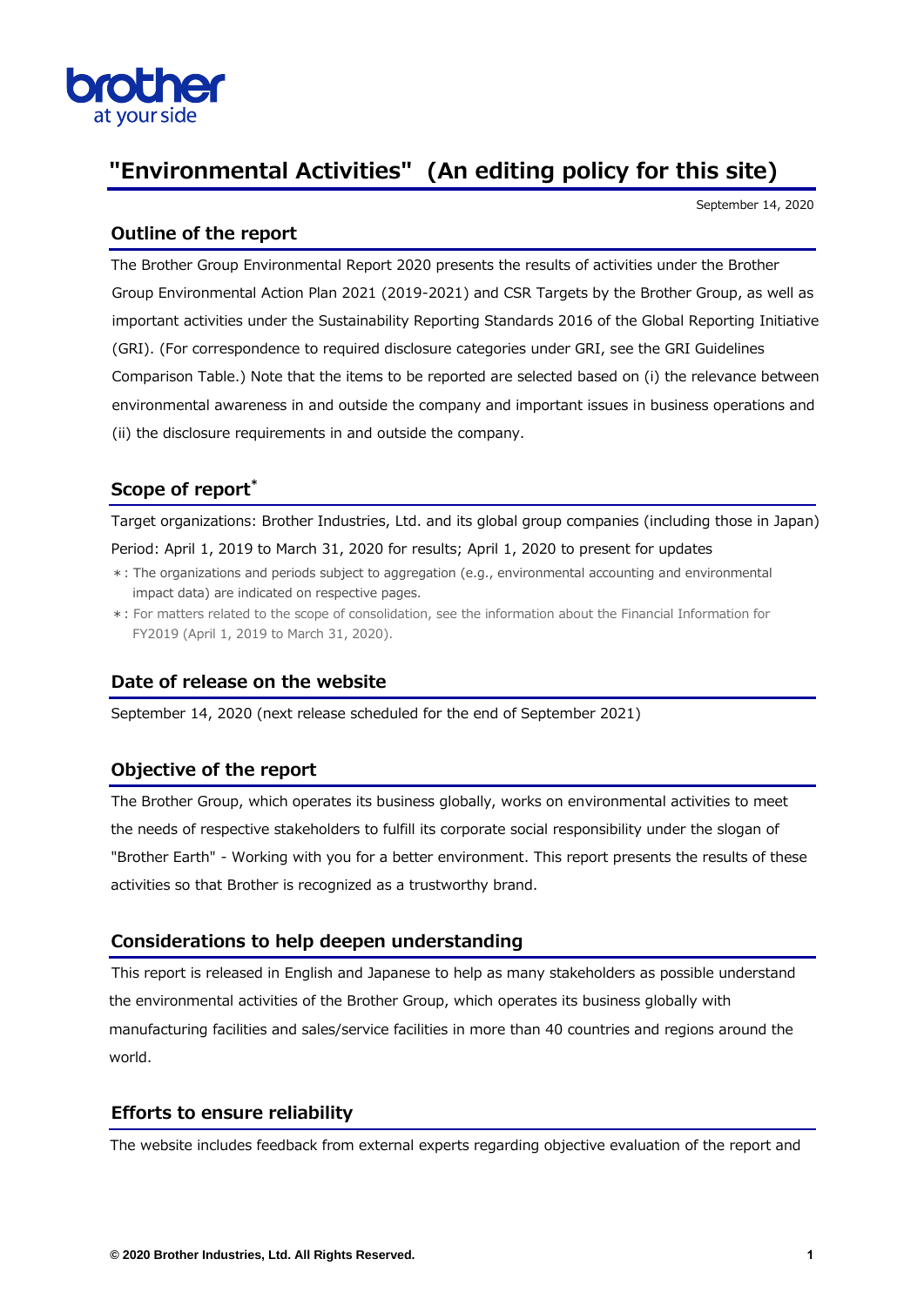# "Environmental Activities" (An editing policy for this site)

September 14, 2020

## Outline of the report

The Brother Group Environmental Report 2020 presents the results of activities under the Brother Group Environmental Action Plan 2021 (2019-2021) and CSR Targets by the Brother Group, as well as important activities under the Sustainability Reporting Standards 2016 of the Global Reporting Initiative (GRI). (For correspondence to required disclosure categories under GRI, see the GRI Guidelines Comparison Table.) Note that the items to be reported are selected based on (i) the relevance between environmental awareness in and outside the company and important issues in business operations and (ii) the disclosure requirements in and outside the company.

## Scope of report*

Target organizations: Brother Industries, Ltd. and its global group companies (including those in Japan)

Period: April 1, 2019 to March 31, 2020 for results; April 1, 2020 to present for updates

*: The organizations and periods subject to aggregation (e.g., environmental accounting and environmental impact data) are indicated on respective pages.

*: For matters related to the scope of consolidation, see the information about the Financial Information for FY2019 (April 1, 2019 to March 31, 2020).

## Date of release on the website

September 14, 2020 (next release scheduled for the end of September 2021)

## Objective of the report

The Brother Group, which operates its business globally, works on environmental activities to meet the needs of respective stakeholders to fulfill its corporate social responsibility under the slogan of "Brother Earth" - Working with you for a better environment. This report presents the results of these activities so that Brother is recognized as a trustworthy brand.

## Considerations to help deepen understanding

This report is released in English and Japanese to help as many stakeholders as possible understand the environmental activities of the Brother Group, which operates its business globally with manufacturing facilities and sales/service facilities in more than 40 countries and regions around the world.

## Efforts to ensure reliability

The website includes feedback from external experts regarding objective evaluation of the report and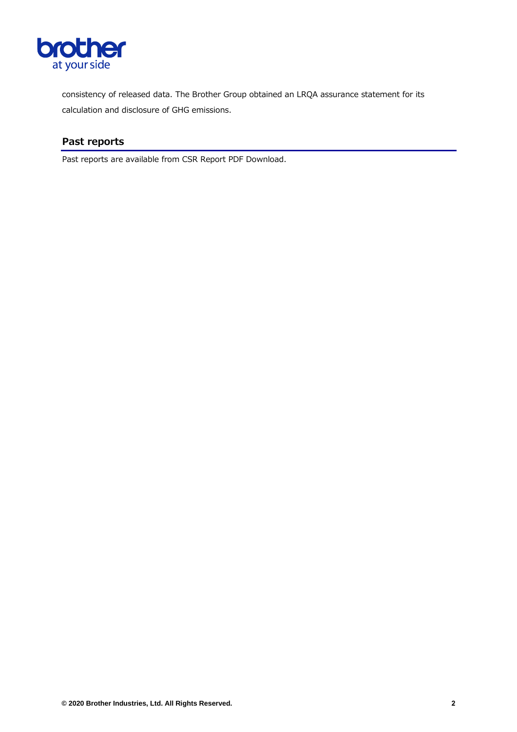consistency of released data. The Brother Group obtained an LRQA assurance statement for its calculation and disclosure of GHG emissions.

## Past reports

Past reports are available from CSR Report PDF Download.